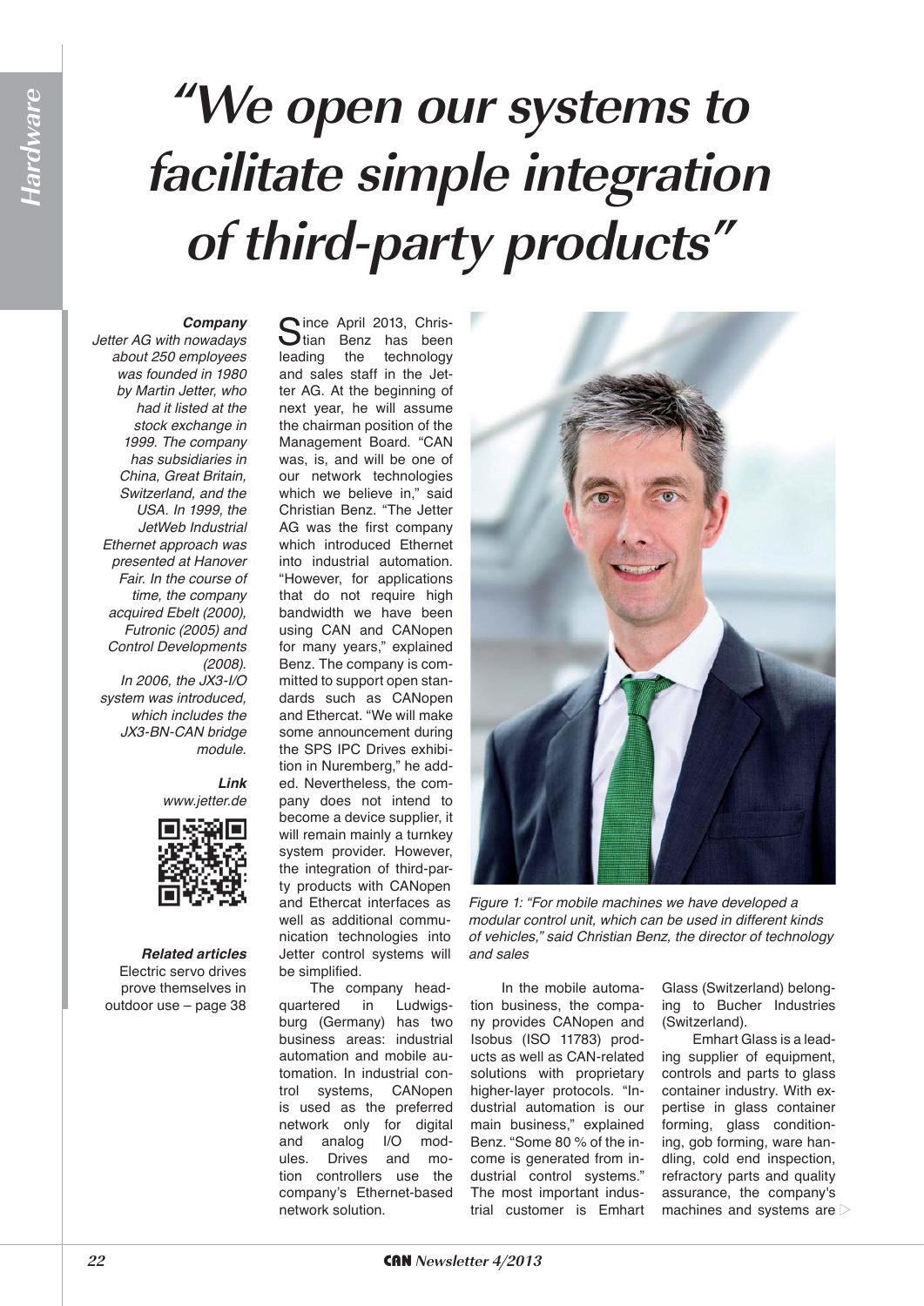# "We open our systems to facilitate simple integration of third-party products"

***Company***

*Jetter AG with nowadays about 250 employees was founded in 1980 by Martin Jetter, who had it listed at the stock exchange in 1999. The company has subsidiaries in China, Great Britain, Switzerland, and the USA. In 1999, the JetWeb Industrial Ethernet approach was presented at Hanover Fair. In the course of time, the company acquired Ebelt (2000), Futronic (2005) and Control Developments (2008). In 2006, the JX3-I/O system was introduced, which includes the JX3-BN-CAN bridge module.*

***Link***

*www.jetter.de*

***Related articles***

Electric servo drives prove themselves in outdoor use – page 38

Since April 2013, Christian Benz has been leading the technology and sales staff in the Jetter AG. At the beginning of next year, he will assume the chairman position of the Management Board. "CAN was, is, and will be one of our network technologies which we believe in," said Christian Benz. "The Jetter AG was the first company which introduced Ethernet into industrial automation. "However, for applications that do not require high bandwidth we have been using CAN and CANopen for many years," explained Benz. The company is committed to support open standards such as CANopen and Ethercat. "We will make some announcement during the SPS IPC Drives exhibition in Nuremberg," he added. Nevertheless, the company does not intend to become a device supplier, it will remain mainly a turnkey system provider. However, the integration of third-party products with CANopen and Ethercat interfaces as well as additional communication technologies into Jetter control systems will be simplified.

The company headquartered in Ludwigsburg (Germany) has two business areas: industrial automation and mobile automation. In industrial control systems, CANopen is used as the preferred network only for digital and analog I/O modules. Drives and motion controllers use the company's Ethernet-based network solution.

*Figure 1: "For mobile machines we have developed a modular control unit, which can be used in different kinds of vehicles," said Christian Benz, the director of technology and sales*

In the mobile automation business, the company provides CANopen and Isobus (ISO 11783) products as well as CAN-related solutions with proprietary higher-layer protocols. "Industrial automation is our main business," explained Benz. "Some 80 % of the income is generated from industrial control systems." The most important industrial customer is Emhart Glass (Switzerland) belonging to Bucher Industries (Switzerland).

Emhart Glass is a leading supplier of equipment, controls and parts to glass container industry. With expertise in glass container forming, glass conditioning, gob forming, ware handling, cold end inspection, refractory parts and quality assurance, the company's machines and systems are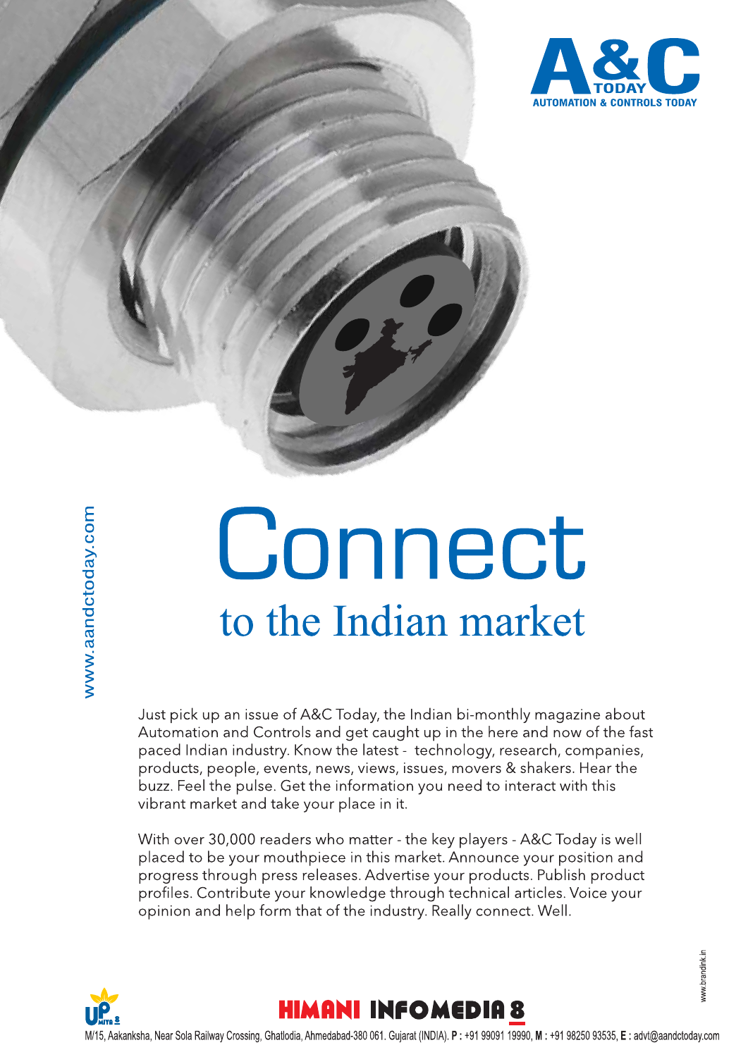# A&C TODAY

AUTOMATION & CONTROLS TODAY

www.aandctoday.com

# Connect

## to the Indian market

Just pick up an issue of A&C Today, the Indian bi-monthly magazine about Automation and Controls and get caught up in the here and now of the fast paced Indian industry. Know the latest - technology, research, companies, products, people, events, news, views, issues, movers & shakers. Hear the buzz. Feel the pulse. Get the information you need to interact with this vibrant market and take your place in it.

With over 30,000 readers who matter - the key players - A&C Today is well placed to be your mouthpiece in this market. Announce your position and progress through press releases. Advertise your products. Publish product profiles. Contribute your knowledge through technical articles. Voice your opinion and help form that of the industry. Really connect. Well.

www.brandink.in

HIMANI INFOMEDIA 8

M/15, Aakanksha, Near Sola Railway Crossing, Ghatlodia, Ahmedabad-380 061. Gujarat (INDIA). **P :** +91 99091 19990, **M :** +91 98250 93535, **E :** advt@aandctoday.com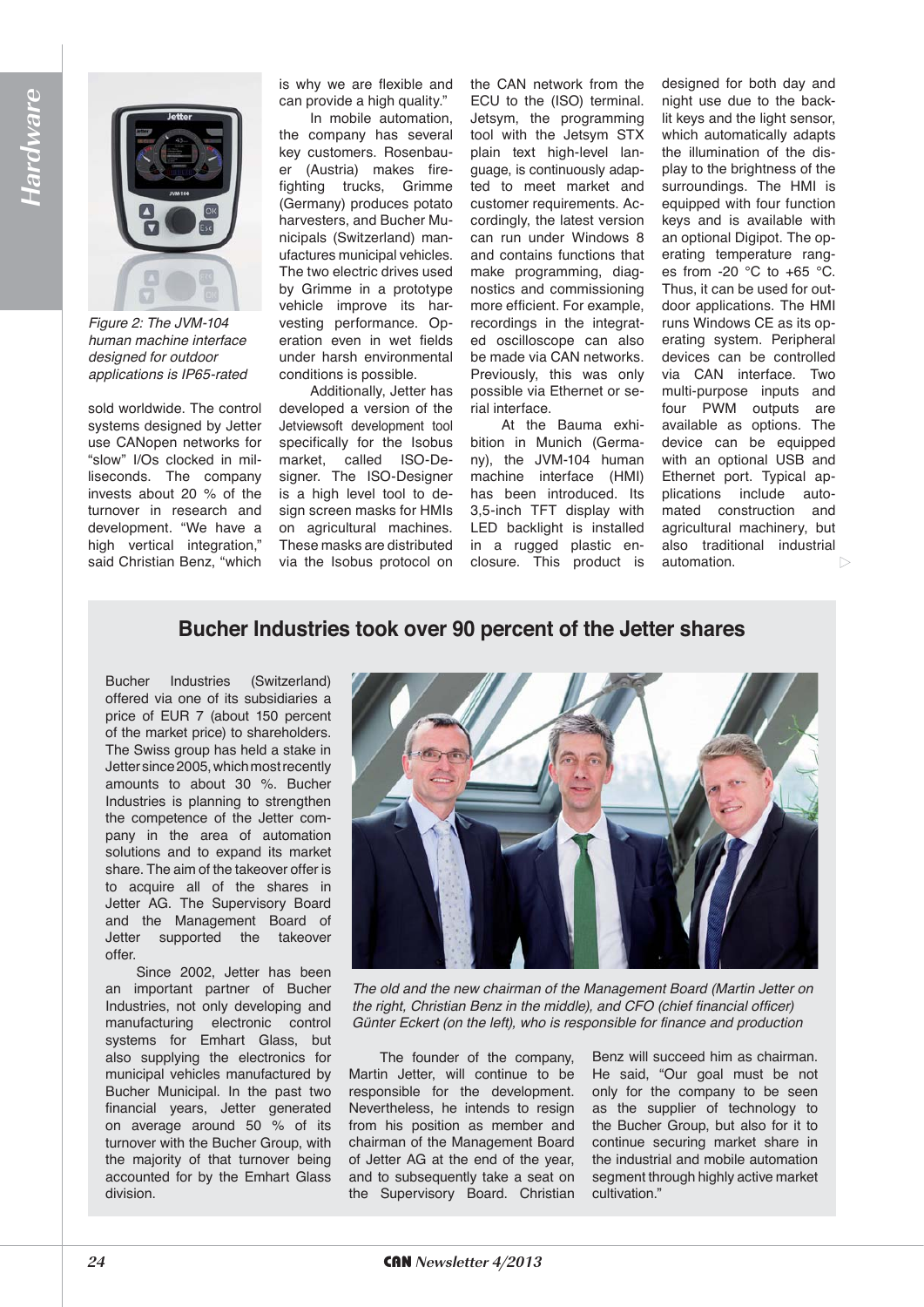*Figure 2: The JVM-104 human machine interface designed for outdoor applications is IP65-rated*

sold worldwide. The control systems designed by Jetter use CANopen networks for "slow" I/Os clocked in milliseconds. The company invests about 20 % of the turnover in research and development. "We have a high vertical integration," said Christian Benz, "which is why we are flexible and can provide a high quality."

In mobile automation, the company has several key customers. Rosenbauer (Austria) makes firefighting trucks, Grimme (Germany) produces potato harvesters, and Bucher Municipals (Switzerland) manufactures municipal vehicles. The two electric drives used by Grimme in a prototype vehicle improve its harvesting performance. Operation even in wet fields under harsh environmental conditions is possible.

Additionally, Jetter has developed a version of the Jetviewsoft development tool specifically for the Isobus market, called ISO-Designer. The ISO-Designer is a high level tool to design screen masks for HMIs on agricultural machines. These masks are distributed via the Isobus protocol on the CAN network from the ECU to the (ISO) terminal. Jetsym, the programming tool with the Jetsym STX plain text high-level language, is continuously adapted to meet market and customer requirements. Accordingly, the latest version can run under Windows 8 and contains functions that make programming, diagnostics and commissioning more efficient. For example, recordings in the integrated oscilloscope can also be made via CAN networks. Previously, this was only possible via Ethernet or serial interface.

At the Bauma exhibition in Munich (Germany), the JVM-104 human machine interface (HMI) has been introduced. Its 3,5-inch TFT display with LED backlight is installed in a rugged plastic enclosure. This product is designed for both day and night use due to the backlit keys and the light sensor, which automatically adapts the illumination of the display to the brightness of the surroundings. The HMI is equipped with four function keys and is available with an optional Digipot. The operating temperature ranges from -20 °C to +65 °C. Thus, it can be used for outdoor applications. The HMI runs Windows CE as its operating system. Peripheral devices can be controlled via CAN interface. Two multi-purpose inputs and four PWM outputs are available as options. The device can be equipped with an optional USB and Ethernet port. Typical applications include automated construction and agricultural machinery, but also traditional industrial automation.

## Bucher Industries took over 90 percent of the Jetter shares

Bucher Industries (Switzerland) offered via one of its subsidiaries a price of EUR 7 (about 150 percent of the market price) to shareholders. The Swiss group has held a stake in Jetter since 2005, which most recently amounts to about 30 %. Bucher Industries is planning to strengthen the competence of the Jetter company in the area of automation solutions and to expand its market share. The aim of the takeover offer is to acquire all of the shares in Jetter AG. The Supervisory Board and the Management Board of Jetter supported the takeover offer.

Since 2002, Jetter has been an important partner of Bucher Industries, not only developing and manufacturing electronic control systems for Emhart Glass, but also supplying the electronics for municipal vehicles manufactured by Bucher Municipal. In the past two financial years, Jetter generated on average around 50 % of its turnover with the Bucher Group, with the majority of that turnover being accounted for by the Emhart Glass division.

*The old and the new chairman of the Management Board (Martin Jetter on the right, Christian Benz in the middle), and CFO (chief financial officer) Günter Eckert (on the left), who is responsible for finance and production*

The founder of the company, Martin Jetter, will continue to be responsible for the development. Nevertheless, he intends to resign from his position as member and chairman of the Management Board of Jetter AG at the end of the year, and to subsequently take a seat on the Supervisory Board. Christian Benz will succeed him as chairman. He said, "Our goal must be not only for the company to be seen as the supplier of technology to the Bucher Group, but also for it to continue securing market share in the industrial and mobile automation segment through highly active market cultivation."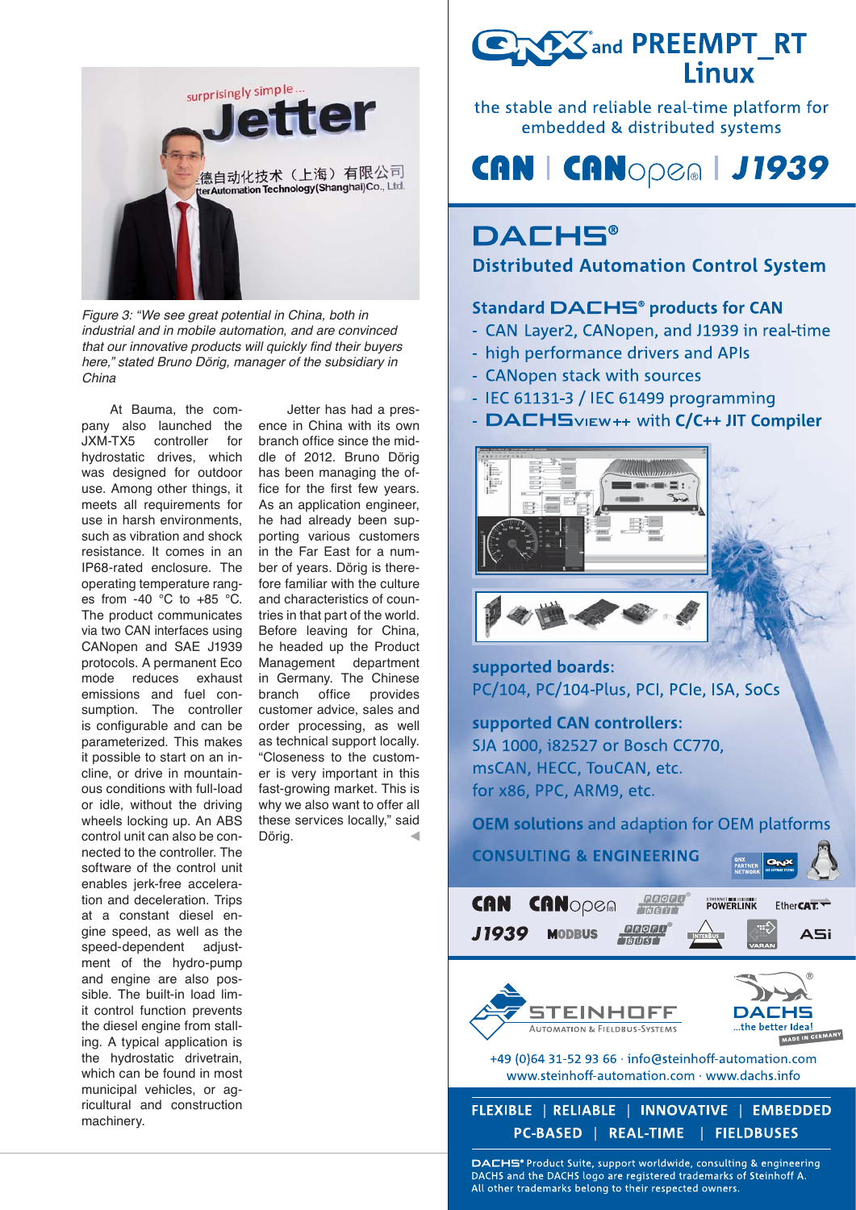*Figure 3: "We see great potential in China, both in industrial and in mobile automation, and are convinced that our innovative products will quickly find their buyers here," stated Bruno Dörig, manager of the subsidiary in China*

At Bauma, the company also launched the JXM-TX5 controller for hydrostatic drives, which was designed for outdoor use. Among other things, it meets all requirements for use in harsh environments, such as vibration and shock resistance. It comes in an IP68-rated enclosure. The operating temperature ranges from -40 °C to +85 °C. The product communicates via two CAN interfaces using CANopen and SAE J1939 protocols. A permanent Eco mode reduces exhaust emissions and fuel consumption. The controller is configurable and can be parameterized. This makes it possible to start on an incline, or drive in mountainous conditions with full-load or idle, without the driving wheels locking up. An ABS control unit can also be connected to the controller. The software of the control unit enables jerk-free acceleration and deceleration. Trips at a constant diesel engine speed, as well as the speed-dependent adjustment of the hydro-pump and engine are also possible. The built-in load limit control function prevents the diesel engine from stalling. A typical application is the hydrostatic drivetrain, which can be found in most municipal vehicles, or agricultural and construction machinery.

Jetter has had a presence in China with its own branch office since the middle of 2012. Bruno Dörig has been managing the office for the first few years. As an application engineer, he had already been supporting various customers in the Far East for a number of years. Dörig is therefore familiar with the culture and characteristics of countries in that part of the world. Before leaving for China, he headed up the Product Management department in Germany. The Chinese branch office provides customer advice, sales and order processing, as well as technical support locally. "Closeness to the customer is very important in this fast-growing market. This is why we also want to offer all these services locally," said Dörig.

# QNX and PREEMPT_RT Linux

the stable and reliable real-time platform for embedded & distributed systems

**CAN | CANopen | J1939**

## DACHS®

### Distributed Automation Control System

**Standard DACHS® products for CAN**

- CAN Layer2, CANopen, and J1939 in real-time
- high performance drivers and APIs
- CANopen stack with sources
- IEC 61131-3 / IEC 61499 programming
- DACHSVIEW++ with **C/C++ JIT Compiler**

**supported boards:**
PC/104, PC/104-Plus, PCI, PCIe, ISA, SoCs

**supported CAN controllers:**
SJA 1000, i82527 or Bosch CC770, msCAN, HECC, TouCAN, etc. for x86, PPC, ARM9, etc.

**OEM solutions** and adaption for OEM platforms

**CONSULTING & ENGINEERING**

CAN · CANopen · PROFINET · POWERLINK · EtherCAT · J1939 · MODBUS · PROFIBUS · INTERBUS · VARAN · ASi

STEINHOFF Automation & Fieldbus-Systems

DACHS ...the better Idea! MADE IN GERMANY

+49 (0)64 31-52 93 66 · info@steinhoff-automation.com
www.steinhoff-automation.com · www.dachs.info

**FLEXIBLE | RELIABLE | INNOVATIVE | EMBEDDED**
**PC-BASED | REAL-TIME | FIELDBUSES**

DACHS® Product Suite, support worldwide, consulting & engineering
DACHS and the DACHS logo are registered trademarks of Steinhoff A.
All other trademarks belong to their respected owners.